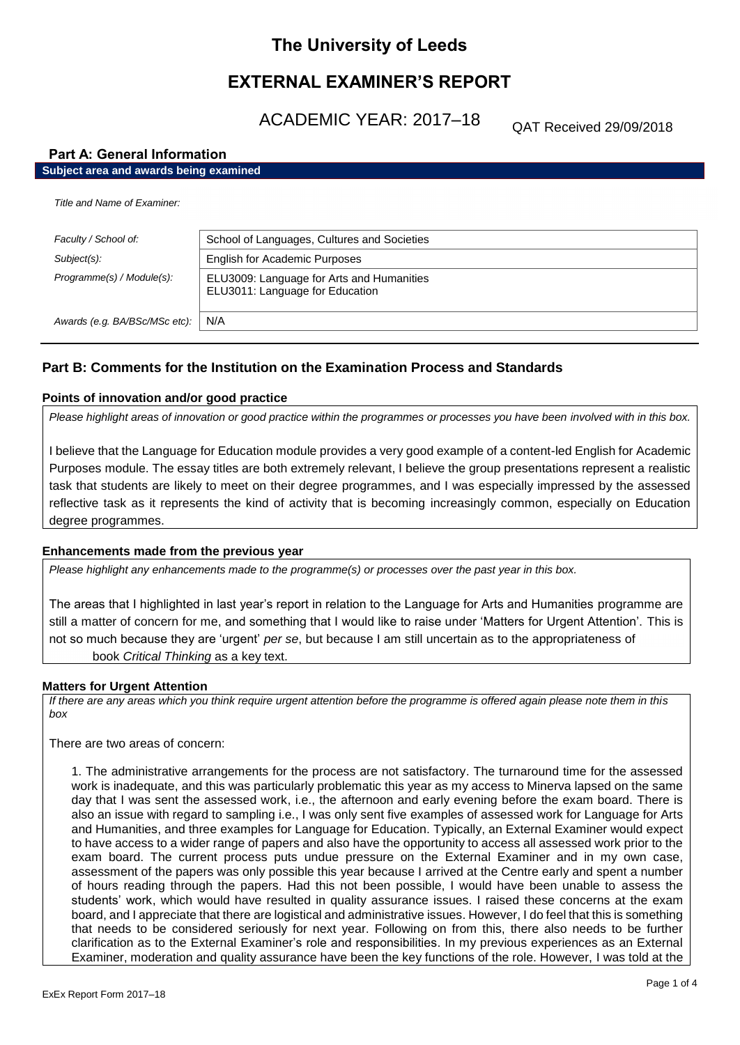# The University of Leeds

# EXTERNAL EXAMINER'S REPORT

## ACADEMIC YEAR: 2017–18

QAT Received 29/09/2018

## Part A: General Information

**Subject area and awards being examined**

*Title and Name of Examiner:*

| | |
|---|---|
| *Faculty / School of:* | School of Languages, Cultures and Societies |
| *Subject(s):* | English for Academic Purposes |
| *Programme(s) / Module(s):* | ELU3009: Language for Arts and Humanities<br>ELU3011: Language for Education |
| *Awards (e.g. BA/BSc/MSc etc):* | N/A |

## Part B: Comments for the Institution on the Examination Process and Standards

### Points of innovation and/or good practice

*Please highlight areas of innovation or good practice within the programmes or processes you have been involved with in this box.*

I believe that the Language for Education module provides a very good example of a content-led English for Academic Purposes module. The essay titles are both extremely relevant, I believe the group presentations represent a realistic task that students are likely to meet on their degree programmes, and I was especially impressed by the assessed reflective task as it represents the kind of activity that is becoming increasingly common, especially on Education degree programmes.

### Enhancements made from the previous year

*Please highlight any enhancements made to the programme(s) or processes over the past year in this box.*

The areas that I highlighted in last year's report in relation to the Language for Arts and Humanities programme are still a matter of concern for me, and something that I would like to raise under 'Matters for Urgent Attention'. This is not so much because they are 'urgent' *per se*, but because I am still uncertain as to the appropriateness of book *Critical Thinking* as a key text.

### Matters for Urgent Attention

*If there are any areas which you think require urgent attention before the programme is offered again please note them in this box*

There are two areas of concern:

1. The administrative arrangements for the process are not satisfactory. The turnaround time for the assessed work is inadequate, and this was particularly problematic this year as my access to Minerva lapsed on the same day that I was sent the assessed work, i.e., the afternoon and early evening before the exam board. There is also an issue with regard to sampling i.e., I was only sent five examples of assessed work for Language for Arts and Humanities, and three examples for Language for Education. Typically, an External Examiner would expect to have access to a wider range of papers and also have the opportunity to access all assessed work prior to the exam board. The current process puts undue pressure on the External Examiner and in my own case, assessment of the papers was only possible this year because I arrived at the Centre early and spent a number of hours reading through the papers. Had this not been possible, I would have been unable to assess the students' work, which would have resulted in quality assurance issues. I raised these concerns at the exam board, and I appreciate that there are logistical and administrative issues. However, I do feel that this is something that needs to be considered seriously for next year. Following on from this, there also needs to be further clarification as to the External Examiner's role and responsibilities. In my previous experiences as an External Examiner, moderation and quality assurance have been the key functions of the role. However, I was told at the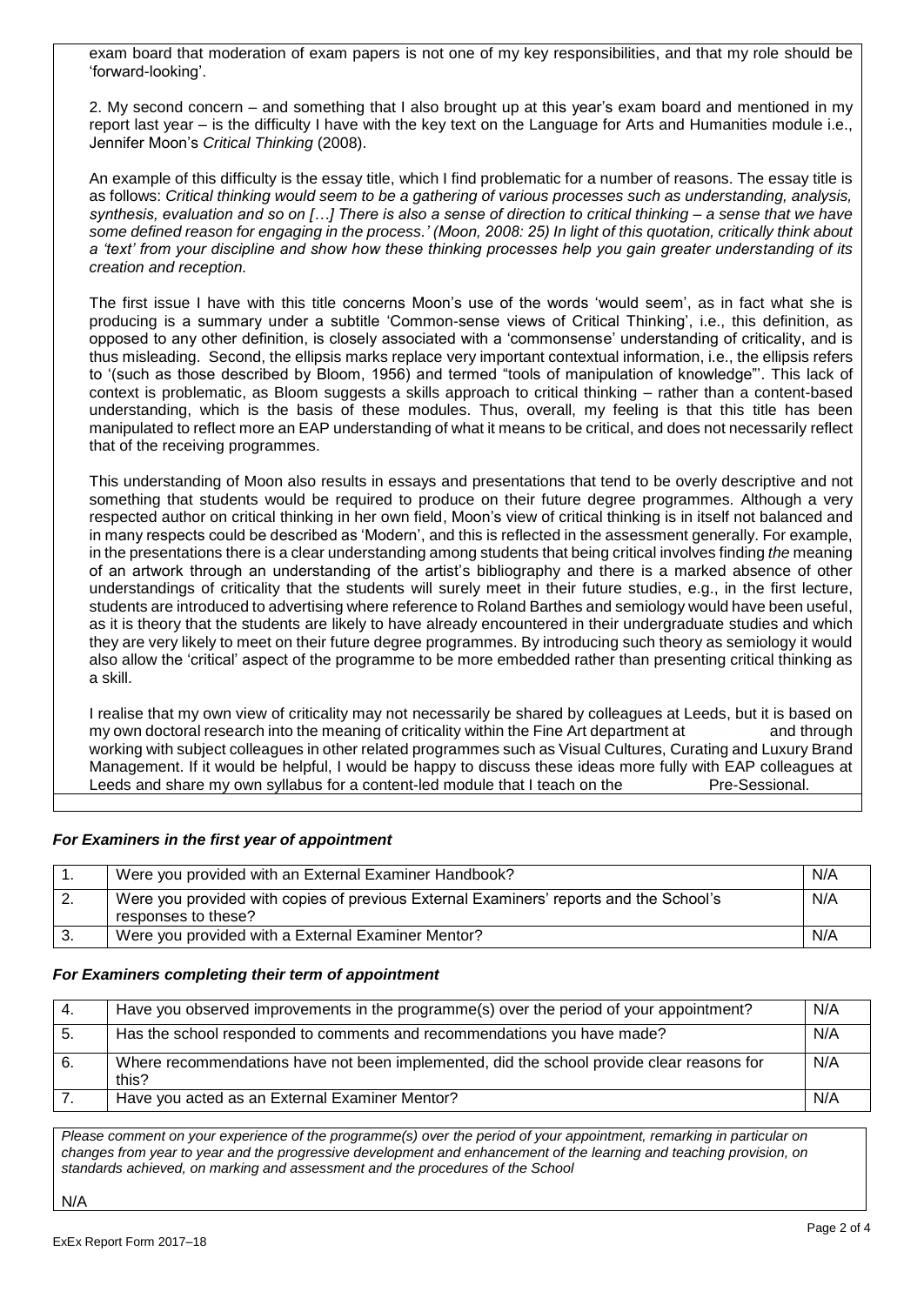exam board that moderation of exam papers is not one of my key responsibilities, and that my role should be 'forward-looking'.

2. My second concern – and something that I also brought up at this year's exam board and mentioned in my report last year – is the difficulty I have with the key text on the Language for Arts and Humanities module i.e., Jennifer Moon's *Critical Thinking* (2008).

An example of this difficulty is the essay title, which I find problematic for a number of reasons. The essay title is as follows: *Critical thinking would seem to be a gathering of various processes such as understanding, analysis, synthesis, evaluation and so on […] There is also a sense of direction to critical thinking – a sense that we have some defined reason for engaging in the process.' (Moon, 2008: 25) In light of this quotation, critically think about a 'text' from your discipline and show how these thinking processes help you gain greater understanding of its creation and reception.*

The first issue I have with this title concerns Moon's use of the words 'would seem', as in fact what she is producing is a summary under a subtitle 'Common-sense views of Critical Thinking', i.e., this definition, as opposed to any other definition, is closely associated with a 'commonsense' understanding of criticality, and is thus misleading. Second, the ellipsis marks replace very important contextual information, i.e., the ellipsis refers to '(such as those described by Bloom, 1956) and termed "tools of manipulation of knowledge"'. This lack of context is problematic, as Bloom suggests a skills approach to critical thinking – rather than a content-based understanding, which is the basis of these modules. Thus, overall, my feeling is that this title has been manipulated to reflect more an EAP understanding of what it means to be critical, and does not necessarily reflect that of the receiving programmes.

This understanding of Moon also results in essays and presentations that tend to be overly descriptive and not something that students would be required to produce on their future degree programmes. Although a very respected author on critical thinking in her own field, Moon's view of critical thinking is in itself not balanced and in many respects could be described as 'Modern', and this is reflected in the assessment generally. For example, in the presentations there is a clear understanding among students that being critical involves finding *the* meaning of an artwork through an understanding of the artist's bibliography and there is a marked absence of other understandings of criticality that the students will surely meet in their future studies, e.g., in the first lecture, students are introduced to advertising where reference to Roland Barthes and semiology would have been useful, as it is theory that the students are likely to have already encountered in their undergraduate studies and which they are very likely to meet on their future degree programmes. By introducing such theory as semiology it would also allow the 'critical' aspect of the programme to be more embedded rather than presenting critical thinking as a skill.

I realise that my own view of criticality may not necessarily be shared by colleagues at Leeds, but it is based on my own doctoral research into the meaning of criticality within the Fine Art department at and through working with subject colleagues in other related programmes such as Visual Cultures, Curating and Luxury Brand Management. If it would be helpful, I would be happy to discuss these ideas more fully with EAP colleagues at Leeds and share my own syllabus for a content-led module that I teach on the Pre-Sessional.

### *For Examiners in the first year of appointment*

| | | |
|---|---|---|
| 1. | Were you provided with an External Examiner Handbook? | N/A |
| 2. | Were you provided with copies of previous External Examiners' reports and the School's responses to these? | N/A |
| 3. | Were you provided with a External Examiner Mentor? | N/A |

### *For Examiners completing their term of appointment*

| | | |
|---|---|---|
| 4. | Have you observed improvements in the programme(s) over the period of your appointment? | N/A |
| 5. | Has the school responded to comments and recommendations you have made? | N/A |
| 6. | Where recommendations have not been implemented, did the school provide clear reasons for this? | N/A |
| 7. | Have you acted as an External Examiner Mentor? | N/A |

*Please comment on your experience of the programme(s) over the period of your appointment, remarking in particular on changes from year to year and the progressive development and enhancement of the learning and teaching provision, on standards achieved, on marking and assessment and the procedures of the School*

N/A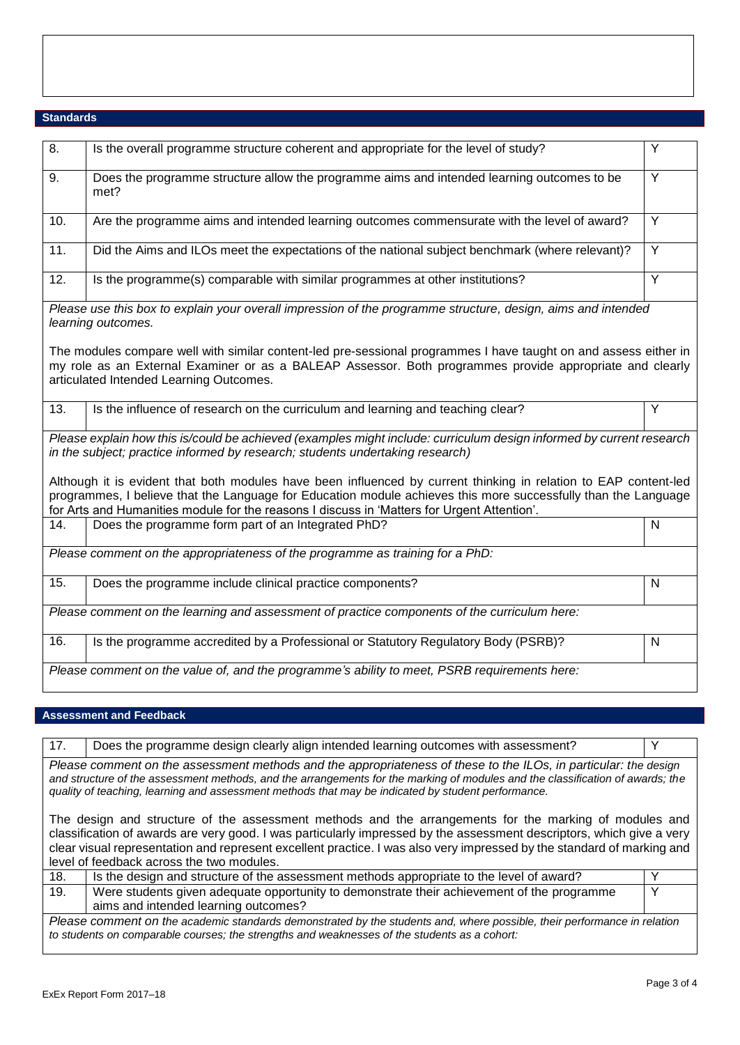## Standards

| | | |
|---|---|---|
| 8. | Is the overall programme structure coherent and appropriate for the level of study? | Y |
| 9. | Does the programme structure allow the programme aims and intended learning outcomes to be met? | Y |
| 10. | Are the programme aims and intended learning outcomes commensurate with the level of award? | Y |
| 11. | Did the Aims and ILOs meet the expectations of the national subject benchmark (where relevant)? | Y |
| 12. | Is the programme(s) comparable with similar programmes at other institutions? | Y |

*Please use this box to explain your overall impression of the programme structure, design, aims and intended learning outcomes.*

The modules compare well with similar content-led pre-sessional programmes I have taught on and assess either in my role as an External Examiner or as a BALEAP Assessor. Both programmes provide appropriate and clearly articulated Intended Learning Outcomes.

| | | |
|---|---|---|
| 13. | Is the influence of research on the curriculum and learning and teaching clear? | Y |

*Please explain how this is/could be achieved (examples might include: curriculum design informed by current research in the subject; practice informed by research; students undertaking research)*

Although it is evident that both modules have been influenced by current thinking in relation to EAP content-led programmes, I believe that the Language for Education module achieves this more successfully than the Language for Arts and Humanities module for the reasons I discuss in 'Matters for Urgent Attention'.

| | | |
|---|---|---|
| 14. | Does the programme form part of an Integrated PhD? | N |

*Please comment on the appropriateness of the programme as training for a PhD:*

| | | |
|---|---|---|
| 15. | Does the programme include clinical practice components? | N |

*Please comment on the learning and assessment of practice components of the curriculum here:*

| | | |
|---|---|---|
| 16. | Is the programme accredited by a Professional or Statutory Regulatory Body (PSRB)? | N |

*Please comment on the value of, and the programme's ability to meet, PSRB requirements here:*

## Assessment and Feedback

| | | |
|---|---|---|
| 17. | Does the programme design clearly align intended learning outcomes with assessment? | Y |

*Please comment on the assessment methods and the appropriateness of these to the ILOs, in particular: the design and structure of the assessment methods, and the arrangements for the marking of modules and the classification of awards; the quality of teaching, learning and assessment methods that may be indicated by student performance.*

The design and structure of the assessment methods and the arrangements for the marking of modules and classification of awards are very good. I was particularly impressed by the assessment descriptors, which give a very clear visual representation and represent excellent practice. I was also very impressed by the standard of marking and level of feedback across the two modules.

| | | |
|---|---|---|
| 18. | Is the design and structure of the assessment methods appropriate to the level of award? | Y |
| 19. | Were students given adequate opportunity to demonstrate their achievement of the programme aims and intended learning outcomes? | Y |

*Please comment on the academic standards demonstrated by the students and, where possible, their performance in relation to students on comparable courses; the strengths and weaknesses of the students as a cohort:*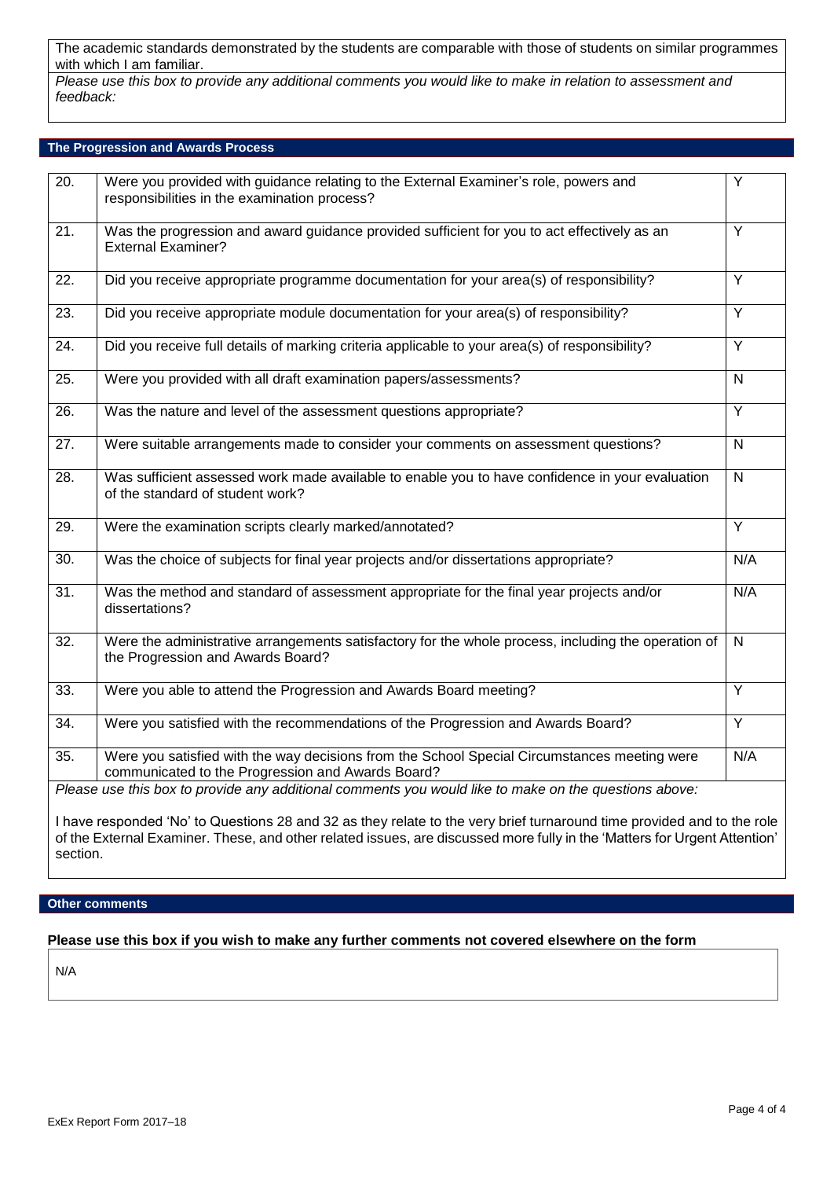The academic standards demonstrated by the students are comparable with those of students on similar programmes with which I am familiar.

*Please use this box to provide any additional comments you would like to make in relation to assessment and feedback:*

## The Progression and Awards Process

| | | |
|---|---|---|
| 20. | Were you provided with guidance relating to the External Examiner's role, powers and responsibilities in the examination process? | Y |
| 21. | Was the progression and award guidance provided sufficient for you to act effectively as an External Examiner? | Y |
| 22. | Did you receive appropriate programme documentation for your area(s) of responsibility? | Y |
| 23. | Did you receive appropriate module documentation for your area(s) of responsibility? | Y |
| 24. | Did you receive full details of marking criteria applicable to your area(s) of responsibility? | Y |
| 25. | Were you provided with all draft examination papers/assessments? | N |
| 26. | Was the nature and level of the assessment questions appropriate? | Y |
| 27. | Were suitable arrangements made to consider your comments on assessment questions? | N |
| 28. | Was sufficient assessed work made available to enable you to have confidence in your evaluation of the standard of student work? | N |
| 29. | Were the examination scripts clearly marked/annotated? | Y |
| 30. | Was the choice of subjects for final year projects and/or dissertations appropriate? | N/A |
| 31. | Was the method and standard of assessment appropriate for the final year projects and/or dissertations? | N/A |
| 32. | Were the administrative arrangements satisfactory for the whole process, including the operation of the Progression and Awards Board? | N |
| 33. | Were you able to attend the Progression and Awards Board meeting? | Y |
| 34. | Were you satisfied with the recommendations of the Progression and Awards Board? | Y |
| 35. | Were you satisfied with the way decisions from the School Special Circumstances meeting were communicated to the Progression and Awards Board? | N/A |

*Please use this box to provide any additional comments you would like to make on the questions above:*

I have responded 'No' to Questions 28 and 32 as they relate to the very brief turnaround time provided and to the role of the External Examiner. These, and other related issues, are discussed more fully in the 'Matters for Urgent Attention' section.

## Other comments

**Please use this box if you wish to make any further comments not covered elsewhere on the form**

N/A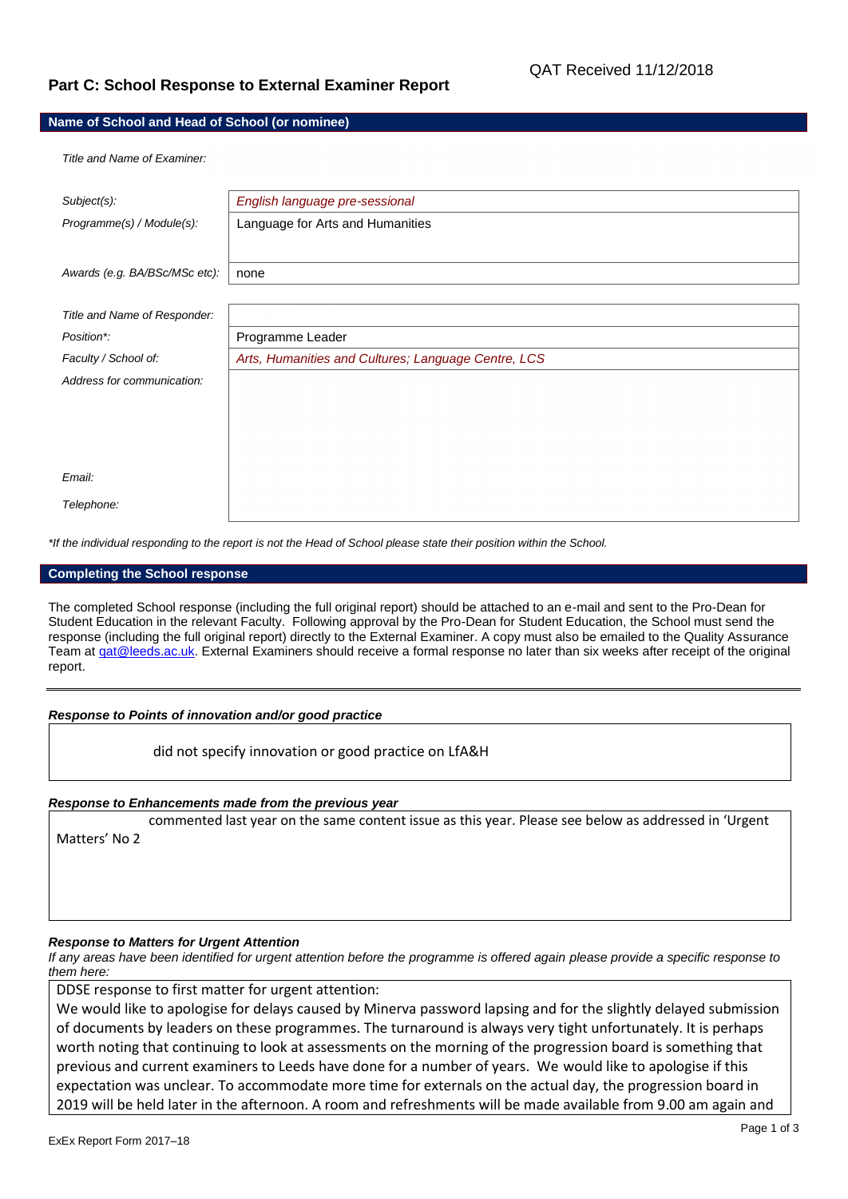QAT Received 11/12/2018

## Part C: School Response to External Examiner Report

### Name of School and Head of School (or nominee)

*Title and Name of Examiner:*

| | |
|---|---|
| *Subject(s):* | *English language pre-sessional* |
| *Programme(s) / Module(s):* | Language for Arts and Humanities |
| *Awards (e.g. BA/BSc/MSc etc):* | none |
| *Title and Name of Responder:* | |
| *Position\*:* | Programme Leader |
| *Faculty / School of:* | *Arts, Humanities and Cultures; Language Centre, LCS* |
| *Address for communication:* | |
| *Email:* | |
| *Telephone:* | |

*\*If the individual responding to the report is not the Head of School please state their position within the School.*

### Completing the School response

The completed School response (including the full original report) should be attached to an e-mail and sent to the Pro-Dean for Student Education in the relevant Faculty. Following approval by the Pro-Dean for Student Education, the School must send the response (including the full original report) directly to the External Examiner. A copy must also be emailed to the Quality Assurance Team at qat@leeds.ac.uk. External Examiners should receive a formal response no later than six weeks after receipt of the original report.

---

***Response to Points of innovation and/or good practice***

did not specify innovation or good practice on LfA&H

***Response to Enhancements made from the previous year***

commented last year on the same content issue as this year. Please see below as addressed in 'Urgent Matters' No 2

***Response to Matters for Urgent Attention***

*If any areas have been identified for urgent attention before the programme is offered again please provide a specific response to them here:*

DDSE response to first matter for urgent attention:

We would like to apologise for delays caused by Minerva password lapsing and for the slightly delayed submission of documents by leaders on these programmes. The turnaround is always very tight unfortunately. It is perhaps worth noting that continuing to look at assessments on the morning of the progression board is something that previous and current examiners to Leeds have done for a number of years. We would like to apologise if this expectation was unclear. To accommodate more time for externals on the actual day, the progression board in 2019 will be held later in the afternoon. A room and refreshments will be made available from 9.00 am again and

ExEx Report Form 2017–18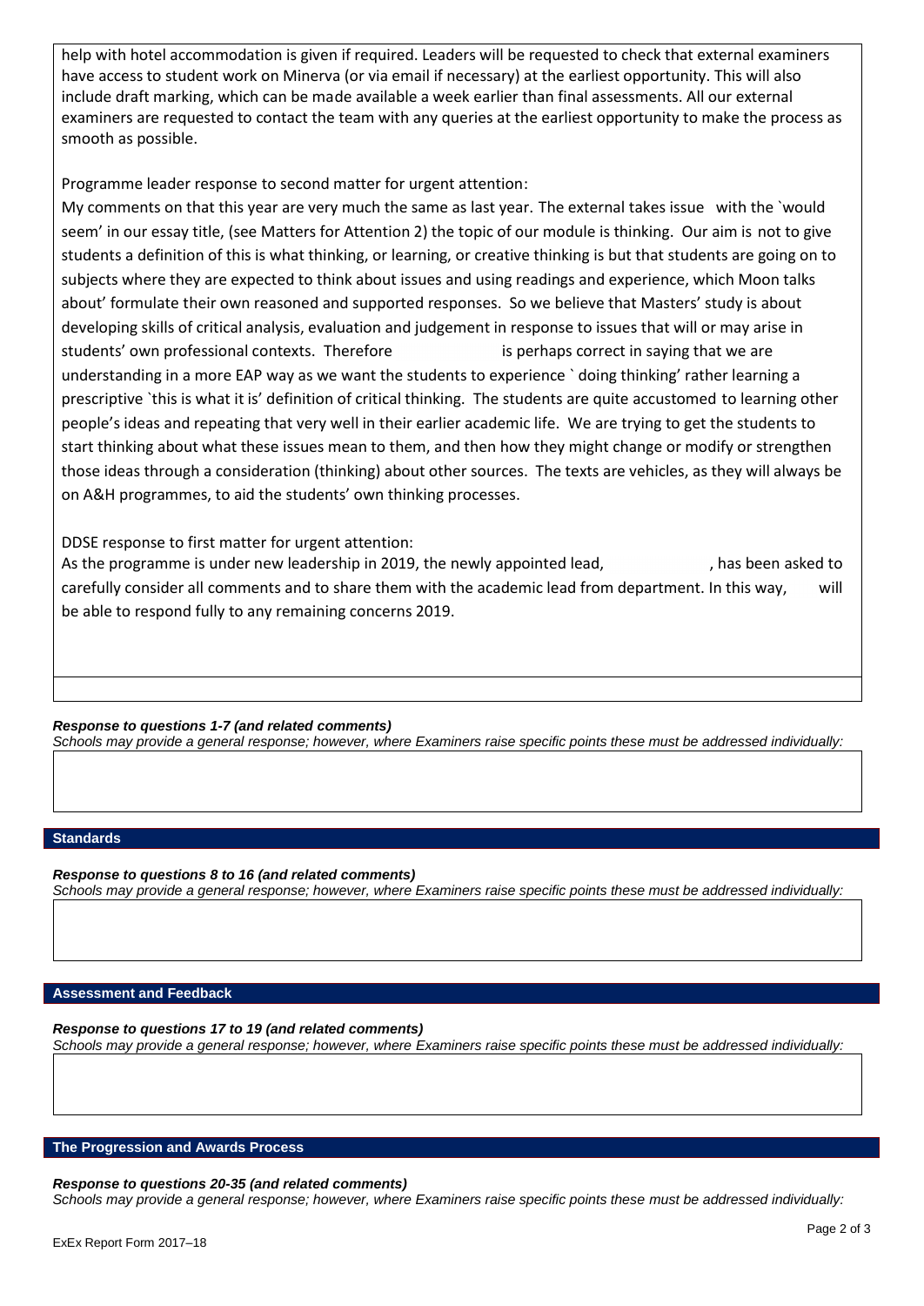help with hotel accommodation is given if required. Leaders will be requested to check that external examiners have access to student work on Minerva (or via email if necessary) at the earliest opportunity. This will also include draft marking, which can be made available a week earlier than final assessments. All our external examiners are requested to contact the team with any queries at the earliest opportunity to make the process as smooth as possible.

Programme leader response to second matter for urgent attention:

My comments on that this year are very much the same as last year. The external takes issue with the `would seem' in our essay title, (see Matters for Attention 2) the topic of our module is thinking. Our aim is not to give students a definition of this is what thinking, or learning, or creative thinking is but that students are going on to subjects where they are expected to think about issues and using readings and experience, which Moon talks about' formulate their own reasoned and supported responses. So we believe that Masters' study is about developing skills of critical analysis, evaluation and judgement in response to issues that will or may arise in students' own professional contexts. Therefore is perhaps correct in saying that we are understanding in a more EAP way as we want the students to experience ` doing thinking' rather learning a prescriptive `this is what it is' definition of critical thinking. The students are quite accustomed to learning other people's ideas and repeating that very well in their earlier academic life. We are trying to get the students to start thinking about what these issues mean to them, and then how they might change or modify or strengthen those ideas through a consideration (thinking) about other sources. The texts are vehicles, as they will always be on A&H programmes, to aid the students' own thinking processes.

DDSE response to first matter for urgent attention:

As the programme is under new leadership in 2019, the newly appointed lead, , has been asked to carefully consider all comments and to share them with the academic lead from department. In this way, will be able to respond fully to any remaining concerns 2019.

***Response to questions 1-7 (and related comments)***

*Schools may provide a general response; however, where Examiners raise specific points these must be addressed individually:*

## Standards

***Response to questions 8 to 16 (and related comments)***

*Schools may provide a general response; however, where Examiners raise specific points these must be addressed individually:*

## Assessment and Feedback

***Response to questions 17 to 19 (and related comments)***

*Schools may provide a general response; however, where Examiners raise specific points these must be addressed individually:*

## The Progression and Awards Process

***Response to questions 20-35 (and related comments)***

*Schools may provide a general response; however, where Examiners raise specific points these must be addressed individually:*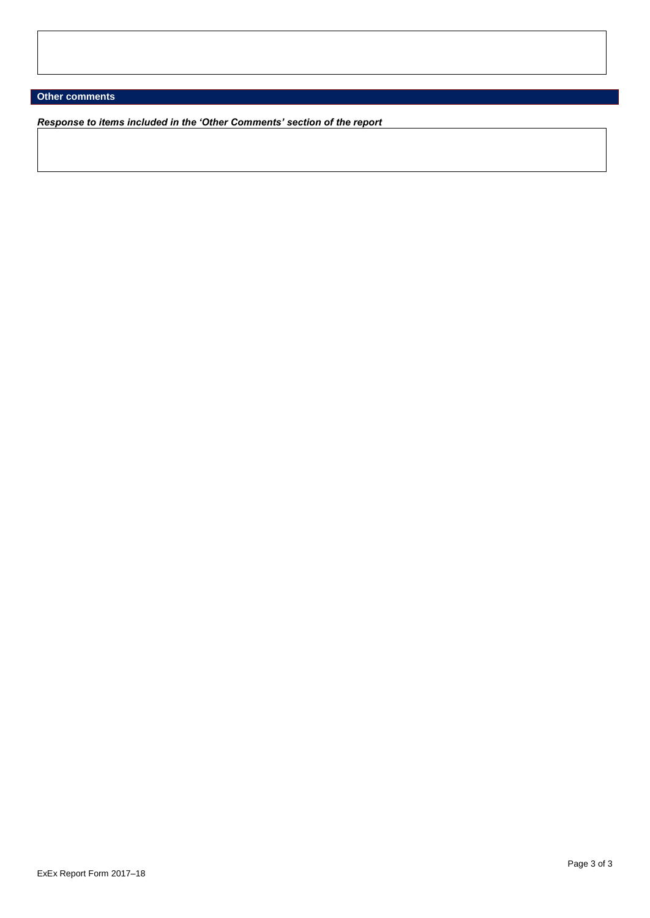## Other comments

***Response to items included in the 'Other Comments' section of the report***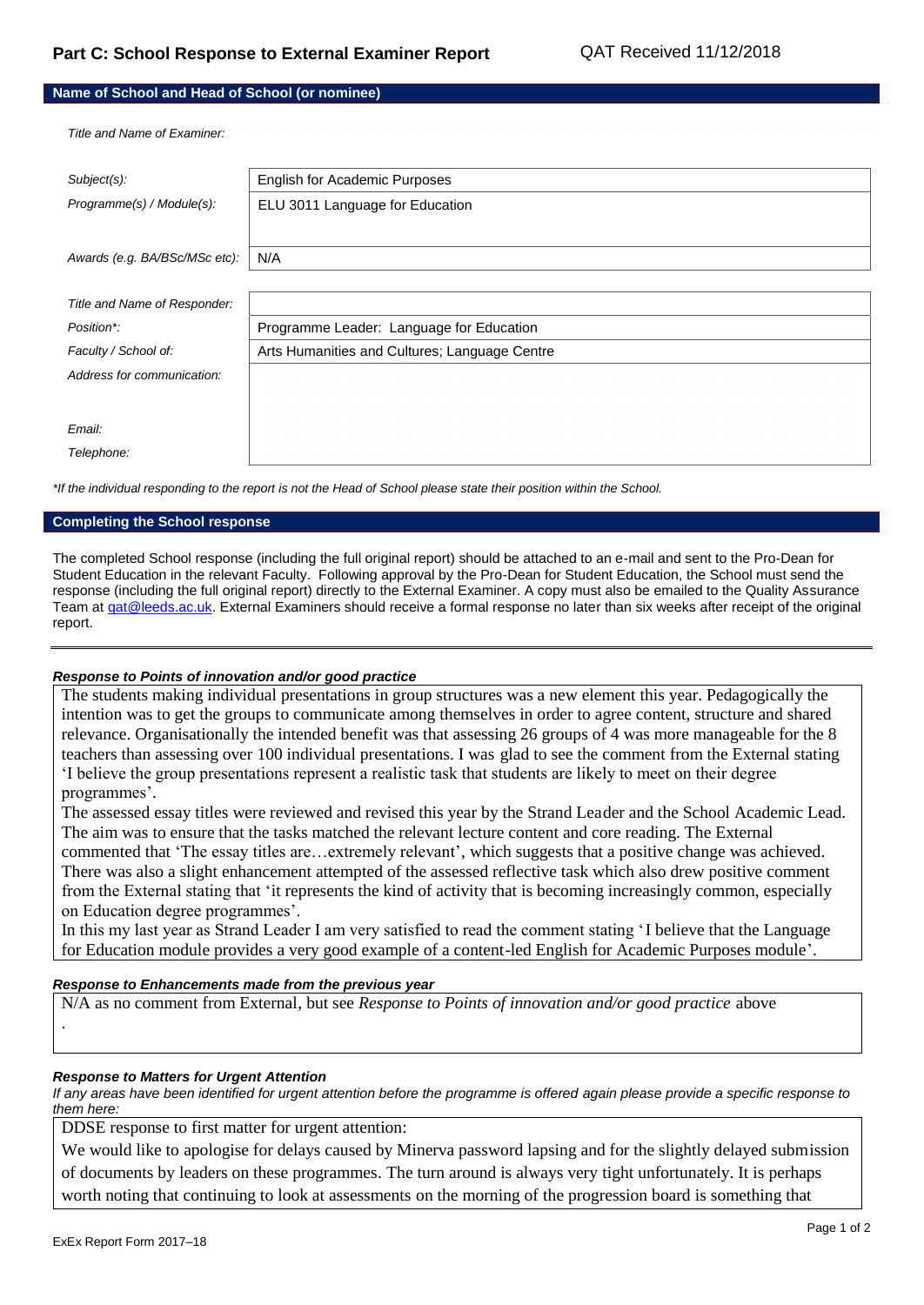## Part C: School Response to External Examiner Report

QAT Received 11/12/2018

### Name of School and Head of School (or nominee)

*Title and Name of Examiner:*

| | |
|---|---|
| *Subject(s):* | English for Academic Purposes |
| *Programme(s) / Module(s):* | ELU 3011 Language for Education |
| *Awards (e.g. BA/BSc/MSc etc):* | N/A |

| | |
|---|---|
| *Title and Name of Responder:* | |
| *Position\*:* | Programme Leader: Language for Education |
| *Faculty / School of:* | Arts Humanities and Cultures; Language Centre |
| *Address for communication:* | |
| *Email:* | |
| *Telephone:* | |

*\*If the individual responding to the report is not the Head of School please state their position within the School.*

### Completing the School response

The completed School response (including the full original report) should be attached to an e-mail and sent to the Pro-Dean for Student Education in the relevant Faculty. Following approval by the Pro-Dean for Student Education, the School must send the response (including the full original report) directly to the External Examiner. A copy must also be emailed to the Quality Assurance Team at qat@leeds.ac.uk. External Examiners should receive a formal response no later than six weeks after receipt of the original report.

---

***Response to Points of innovation and/or good practice***

The students making individual presentations in group structures was a new element this year. Pedagogically the intention was to get the groups to communicate among themselves in order to agree content, structure and shared relevance. Organisationally the intended benefit was that assessing 26 groups of 4 was more manageable for the 8 teachers than assessing over 100 individual presentations. I was glad to see the comment from the External stating 'I believe the group presentations represent a realistic task that students are likely to meet on their degree programmes'.

The assessed essay titles were reviewed and revised this year by the Strand Leader and the School Academic Lead. The aim was to ensure that the tasks matched the relevant lecture content and core reading. The External commented that 'The essay titles are…extremely relevant', which suggests that a positive change was achieved. There was also a slight enhancement attempted of the assessed reflective task which also drew positive comment from the External stating that 'it represents the kind of activity that is becoming increasingly common, especially on Education degree programmes'.

In this my last year as Strand Leader I am very satisfied to read the comment stating 'I believe that the Language for Education module provides a very good example of a content-led English for Academic Purposes module'.

***Response to Enhancements made from the previous year***

N/A as no comment from External, but see *Response to Points of innovation and/or good practice* above

.

***Response to Matters for Urgent Attention***

*If any areas have been identified for urgent attention before the programme is offered again please provide a specific response to them here:*

DDSE response to first matter for urgent attention:

We would like to apologise for delays caused by Minerva password lapsing and for the slightly delayed submission of documents by leaders on these programmes. The turn around is always very tight unfortunately. It is perhaps worth noting that continuing to look at assessments on the morning of the progression board is something that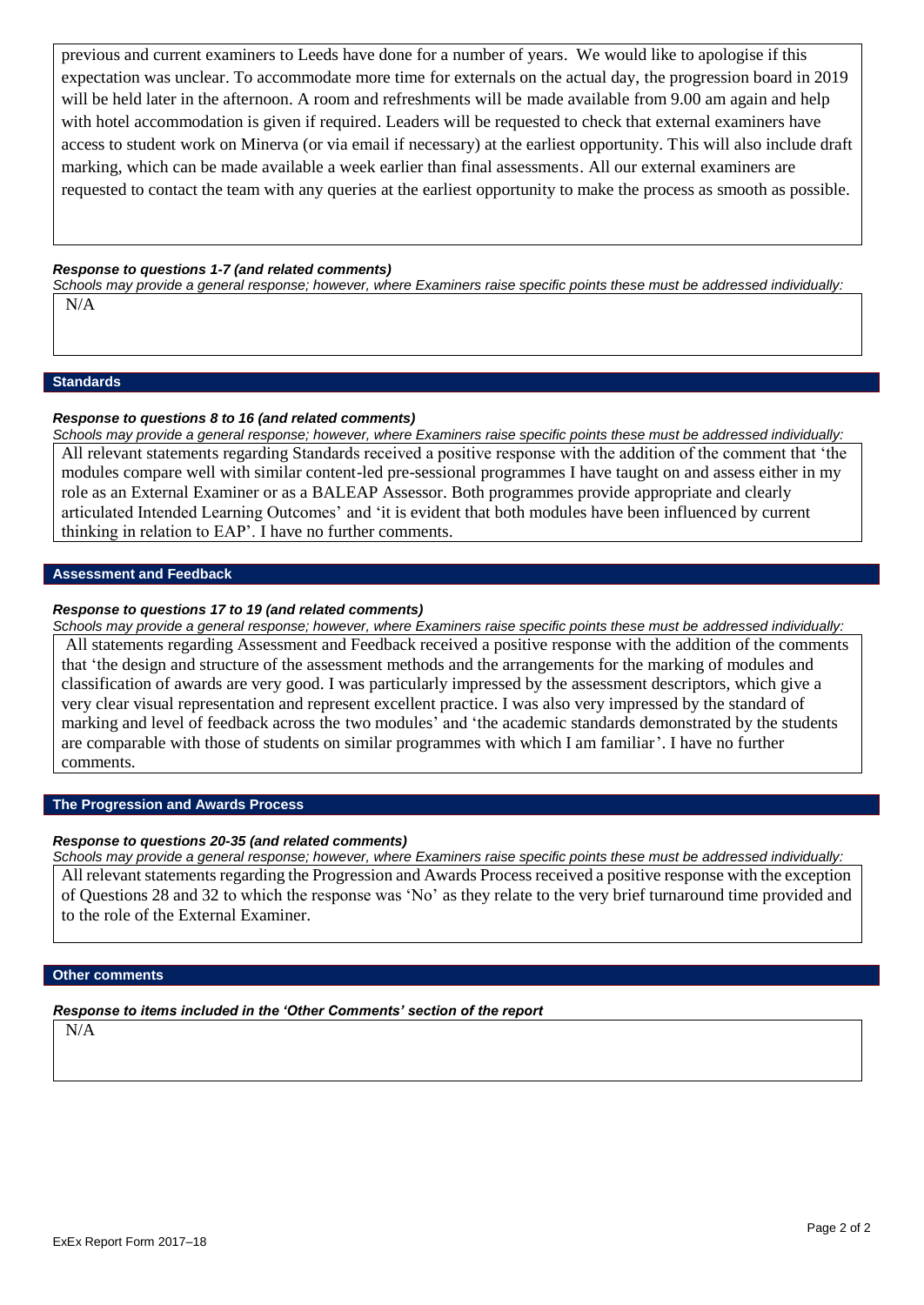previous and current examiners to Leeds have done for a number of years. We would like to apologise if this expectation was unclear. To accommodate more time for externals on the actual day, the progression board in 2019 will be held later in the afternoon. A room and refreshments will be made available from 9.00 am again and help with hotel accommodation is given if required. Leaders will be requested to check that external examiners have access to student work on Minerva (or via email if necessary) at the earliest opportunity. This will also include draft marking, which can be made available a week earlier than final assessments. All our external examiners are requested to contact the team with any queries at the earliest opportunity to make the process as smooth as possible.

***Response to questions 1-7 (and related comments)***

*Schools may provide a general response; however, where Examiners raise specific points these must be addressed individually:*

N/A

## Standards

***Response to questions 8 to 16 (and related comments)***

*Schools may provide a general response; however, where Examiners raise specific points these must be addressed individually:*

All relevant statements regarding Standards received a positive response with the addition of the comment that 'the modules compare well with similar content-led pre-sessional programmes I have taught on and assess either in my role as an External Examiner or as a BALEAP Assessor. Both programmes provide appropriate and clearly articulated Intended Learning Outcomes' and 'it is evident that both modules have been influenced by current thinking in relation to EAP'. I have no further comments.

## Assessment and Feedback

***Response to questions 17 to 19 (and related comments)***

*Schools may provide a general response; however, where Examiners raise specific points these must be addressed individually:*

All statements regarding Assessment and Feedback received a positive response with the addition of the comments that 'the design and structure of the assessment methods and the arrangements for the marking of modules and classification of awards are very good. I was particularly impressed by the assessment descriptors, which give a very clear visual representation and represent excellent practice. I was also very impressed by the standard of marking and level of feedback across the two modules' and 'the academic standards demonstrated by the students are comparable with those of students on similar programmes with which I am familiar'. I have no further comments.

## The Progression and Awards Process

***Response to questions 20-35 (and related comments)***

*Schools may provide a general response; however, where Examiners raise specific points these must be addressed individually:*

All relevant statements regarding the Progression and Awards Process received a positive response with the exception of Questions 28 and 32 to which the response was 'No' as they relate to the very brief turnaround time provided and to the role of the External Examiner.

## Other comments

***Response to items included in the 'Other Comments' section of the report***

N/A